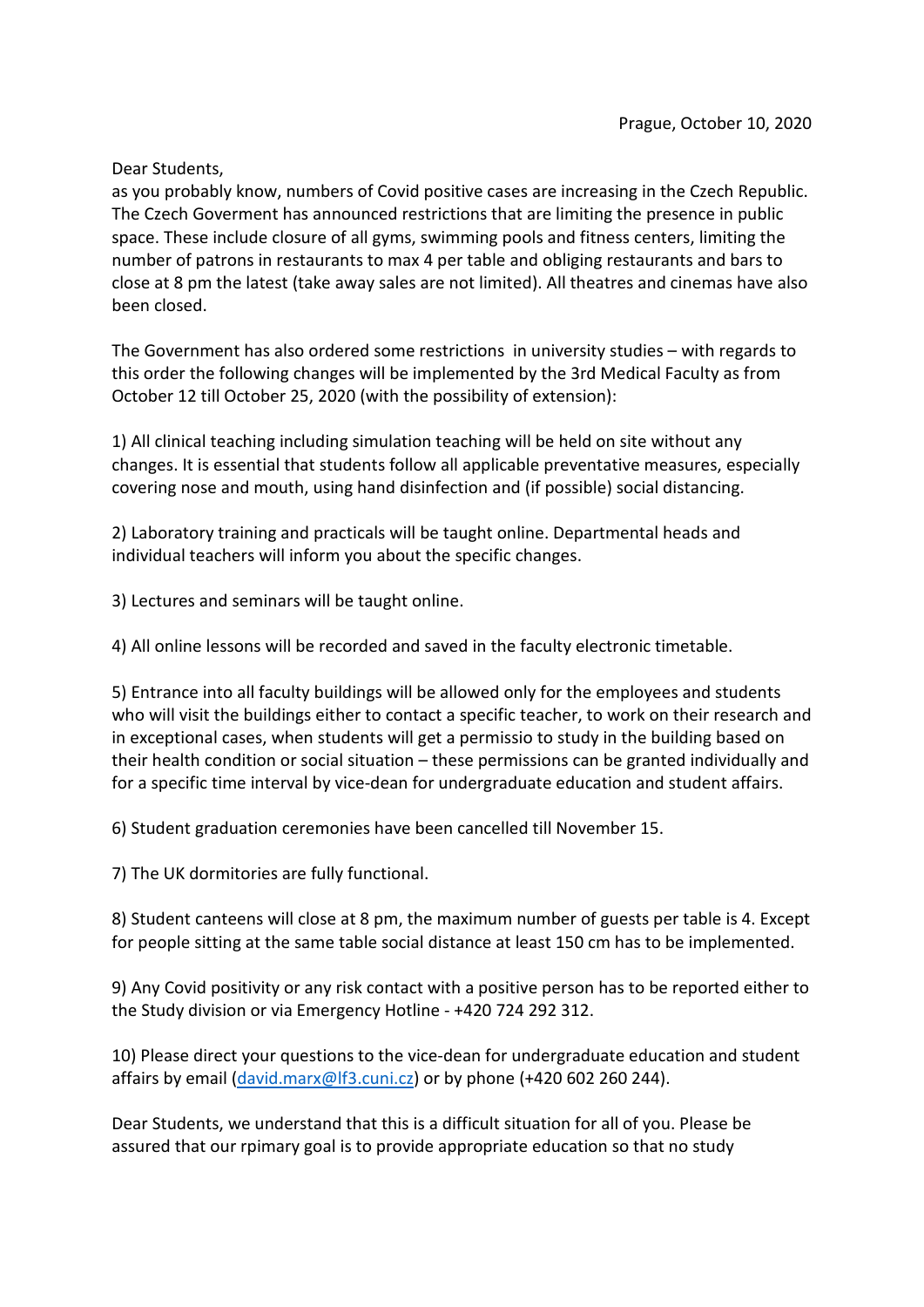Prague, October 10, 2020

Dear Students,
as you probably know, numbers of Covid positive cases are increasing in the Czech Republic. The Czech Goverment has announced restrictions that are limiting the presence in public space. These include closure of all gyms, swimming pools and fitness centers, limiting the number of patrons in restaurants to max 4 per table and obliging restaurants and bars to close at 8 pm the latest (take away sales are not limited). All theatres and cinemas have also been closed.

The Government has also ordered some restrictions in university studies – with regards to this order the following changes will be implemented by the 3rd Medical Faculty as from October 12 till October 25, 2020 (with the possibility of extension):

1) All clinical teaching including simulation teaching will be held on site without any changes. It is essential that students follow all applicable preventative measures, especially covering nose and mouth, using hand disinfection and (if possible) social distancing.

2) Laboratory training and practicals will be taught online. Departmental heads and individual teachers will inform you about the specific changes.

3) Lectures and seminars will be taught online.

4) All online lessons will be recorded and saved in the faculty electronic timetable.

5) Entrance into all faculty buildings will be allowed only for the employees and students who will visit the buildings either to contact a specific teacher, to work on their research and in exceptional cases, when students will get a permissio to study in the building based on their health condition or social situation – these permissions can be granted individually and for a specific time interval by vice-dean for undergraduate education and student affairs.

6) Student graduation ceremonies have been cancelled till November 15.

7) The UK dormitories are fully functional.

8) Student canteens will close at 8 pm, the maximum number of guests per table is 4. Except for people sitting at the same table social distance at least 150 cm has to be implemented.

9) Any Covid positivity or any risk contact with a positive person has to be reported either to the Study division or via Emergency Hotline - +420 724 292 312.

10) Please direct your questions to the vice-dean for undergraduate education and student affairs by email (david.marx@lf3.cuni.cz) or by phone (+420 602 260 244).

Dear Students, we understand that this is a difficult situation for all of you. Please be assured that our rpimary goal is to provide appropriate education so that no study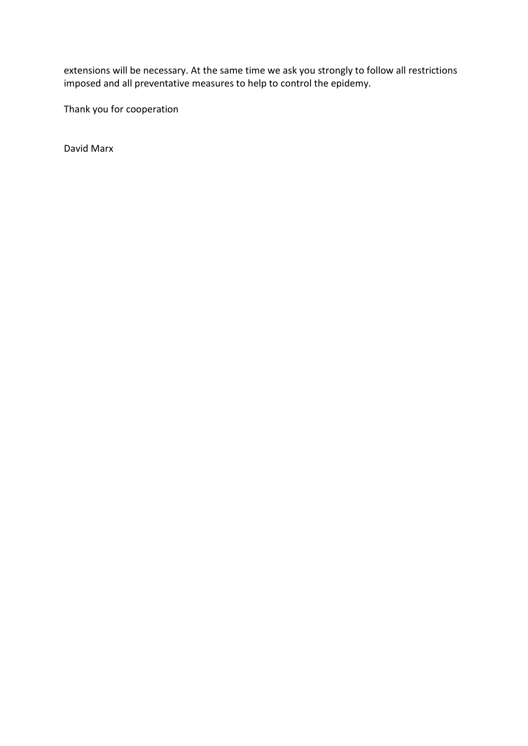extensions will be necessary. At the same time we ask you strongly to follow all restrictions imposed and all preventative measures to help to control the epidemy.

Thank you for cooperation

David Marx